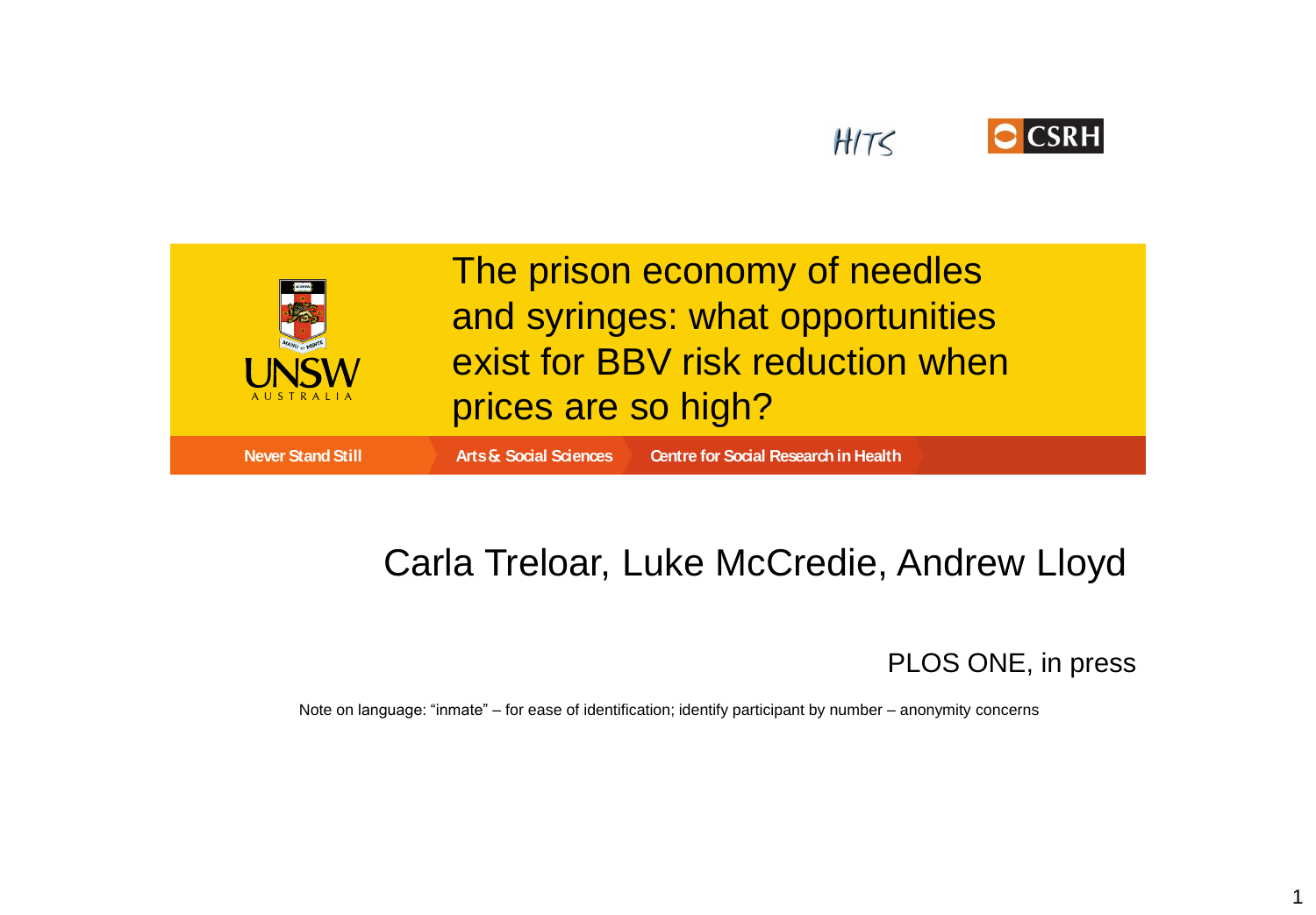HITS

CSRH

UNSW AUSTRALIA

# The prison economy of needles and syringes: what opportunities exist for BBV risk reduction when prices are so high?

Never Stand Still | Arts & Social Sciences | Centre for Social Research in Health

Carla Treloar, Luke McCredie, Andrew Lloyd

PLOS ONE, in press

Note on language: “inmate” – for ease of identification; identify participant by number – anonymity concerns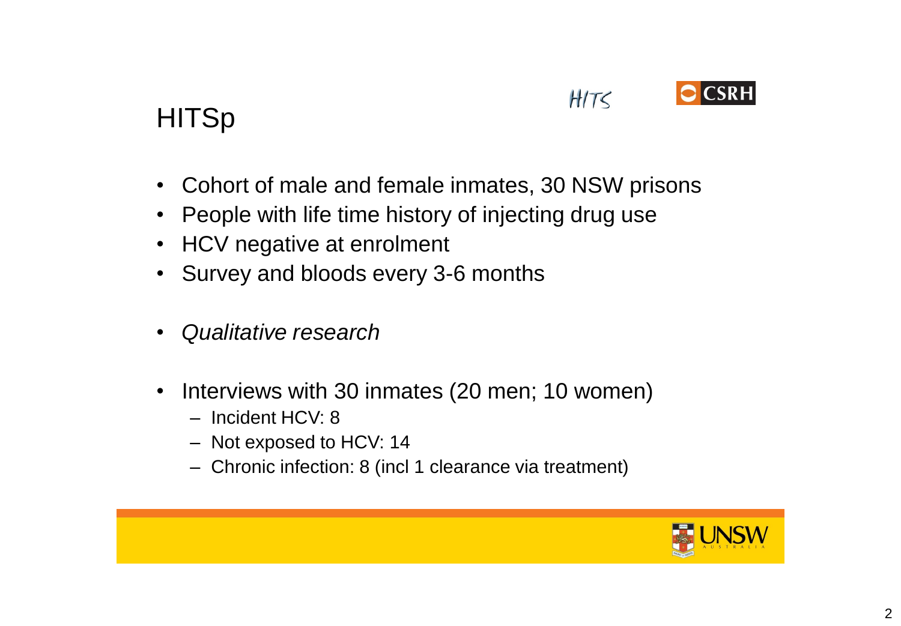# HITSp

- Cohort of male and female inmates, 30 NSW prisons
- People with life time history of injecting drug use
- HCV negative at enrolment
- Survey and bloods every 3-6 months

- *Qualitative research*

- Interviews with 30 inmates (20 men; 10 women)
  - Incident HCV: 8
  - Not exposed to HCV: 14
  - Chronic infection: 8 (incl 1 clearance via treatment)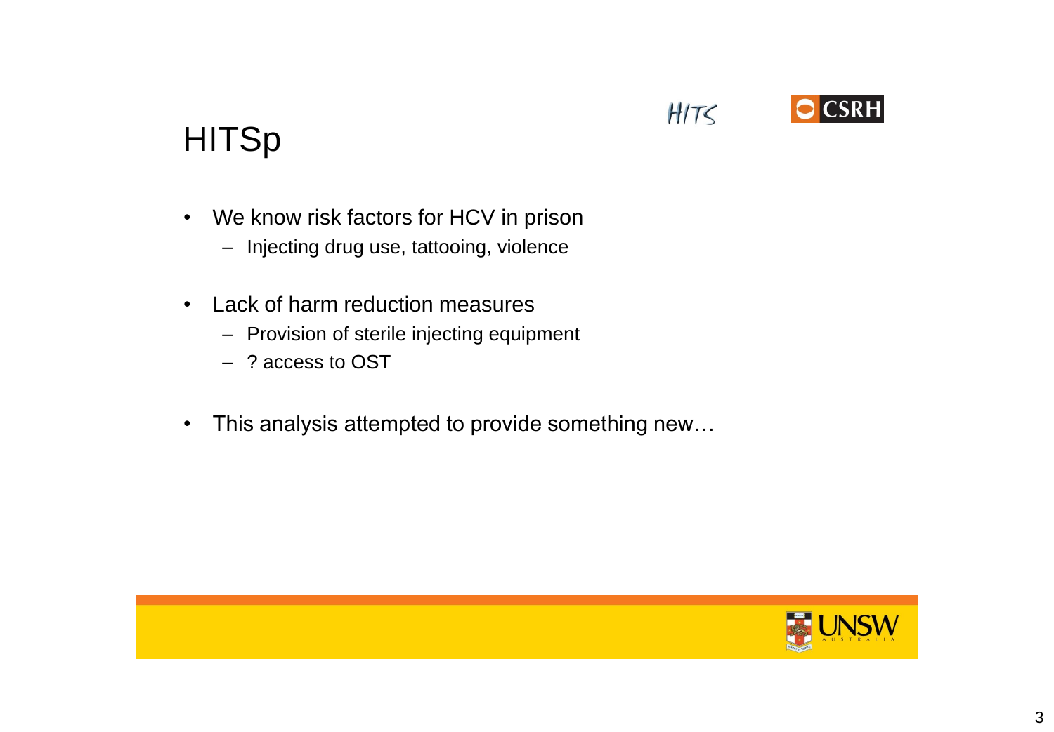# HITSp

- We know risk factors for HCV in prison
  - Injecting drug use, tattooing, violence

- Lack of harm reduction measures
  - Provision of sterile injecting equipment
  - ? access to OST

- This analysis attempted to provide something new…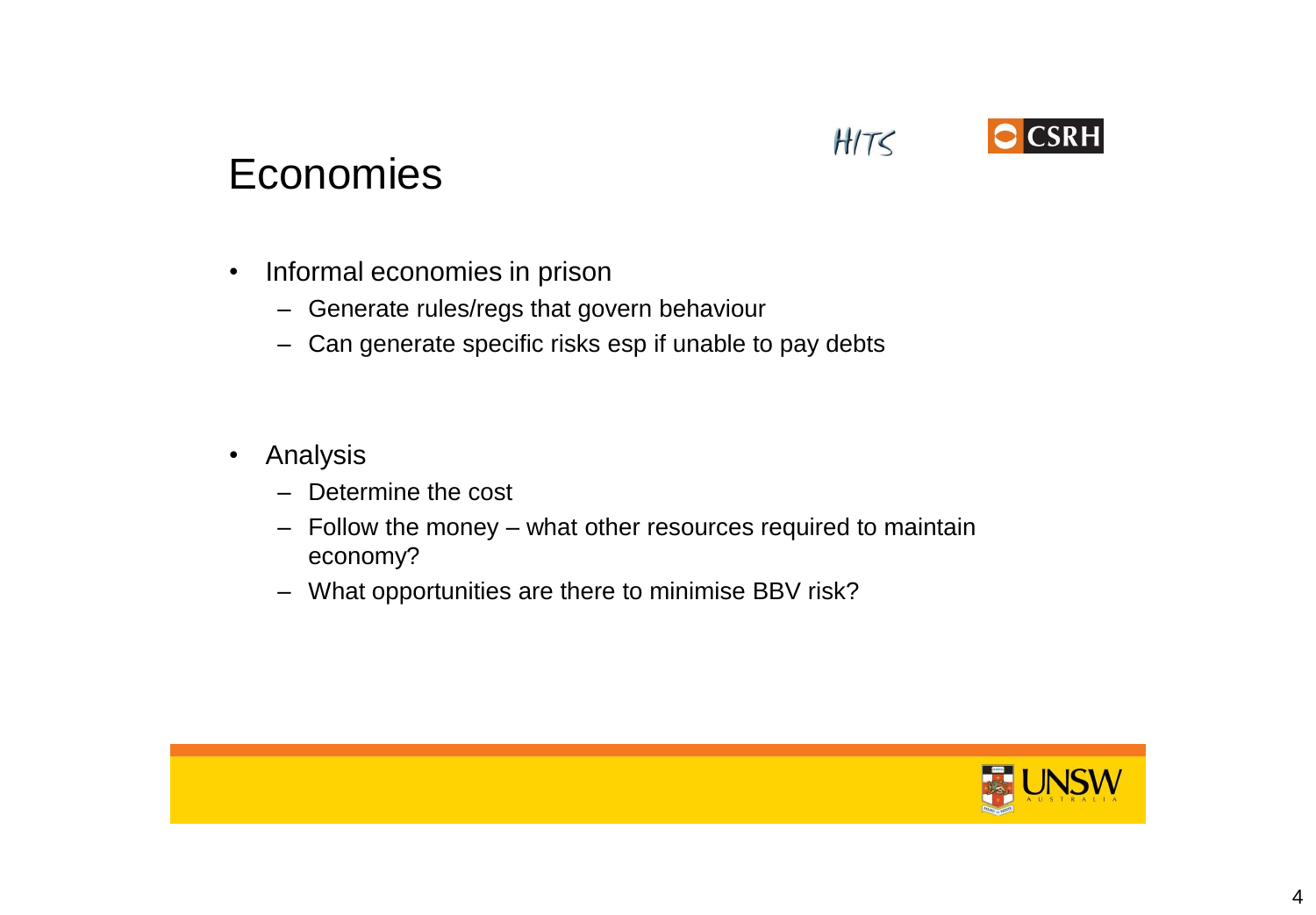# Economies

- Informal economies in prison
  - Generate rules/regs that govern behaviour
  - Can generate specific risks esp if unable to pay debts

- Analysis
  - Determine the cost
  - Follow the money – what other resources required to maintain economy?
  - What opportunities are there to minimise BBV risk?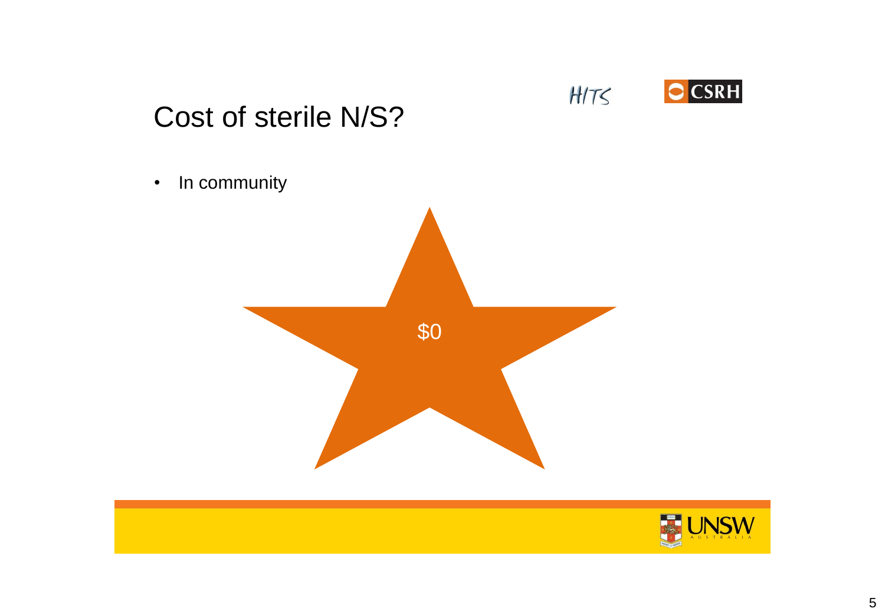# Cost of sterile N/S?

- In community

$0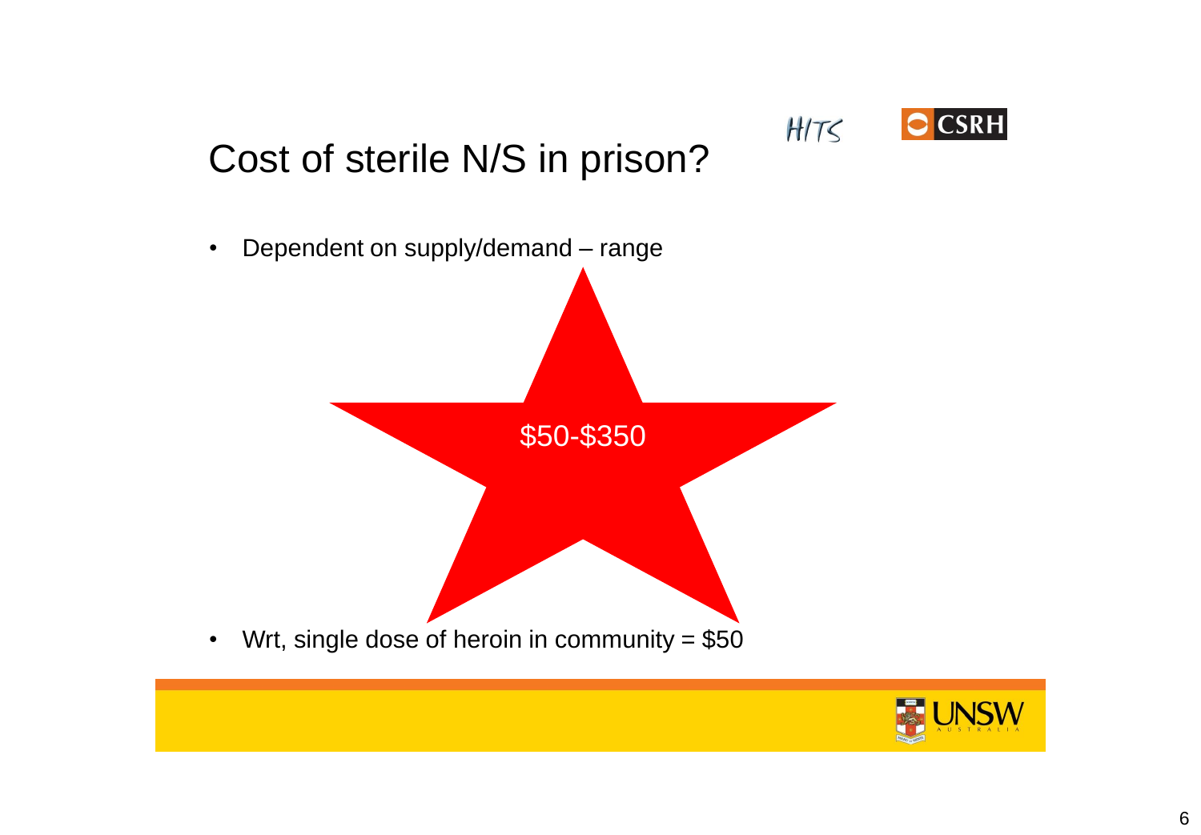# Cost of sterile N/S in prison?

- Dependent on supply/demand – range

$50-$350

- Wrt, single dose of heroin in community = $50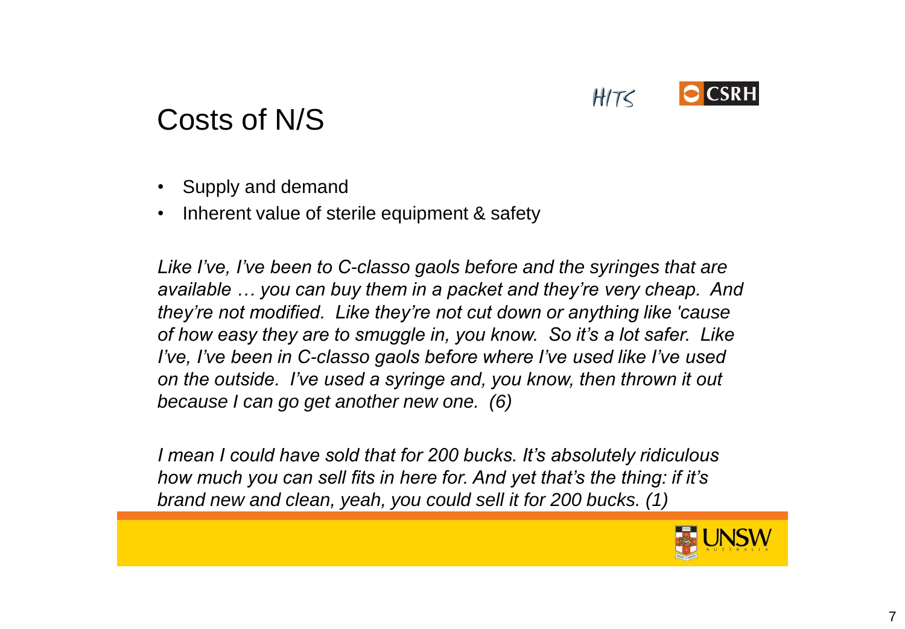# Costs of N/S

- Supply and demand
- Inherent value of sterile equipment & safety

*Like I've, I've been to C-classo gaols before and the syringes that are available … you can buy them in a packet and they're very cheap. And they're not modified. Like they're not cut down or anything like 'cause of how easy they are to smuggle in, you know. So it's a lot safer. Like I've, I've been in C-classo gaols before where I've used like I've used on the outside. I've used a syringe and, you know, then thrown it out because I can go get another new one. (6)*

*I mean I could have sold that for 200 bucks. It's absolutely ridiculous how much you can sell fits in here for. And yet that's the thing: if it's brand new and clean, yeah, you could sell it for 200 bucks. (1)*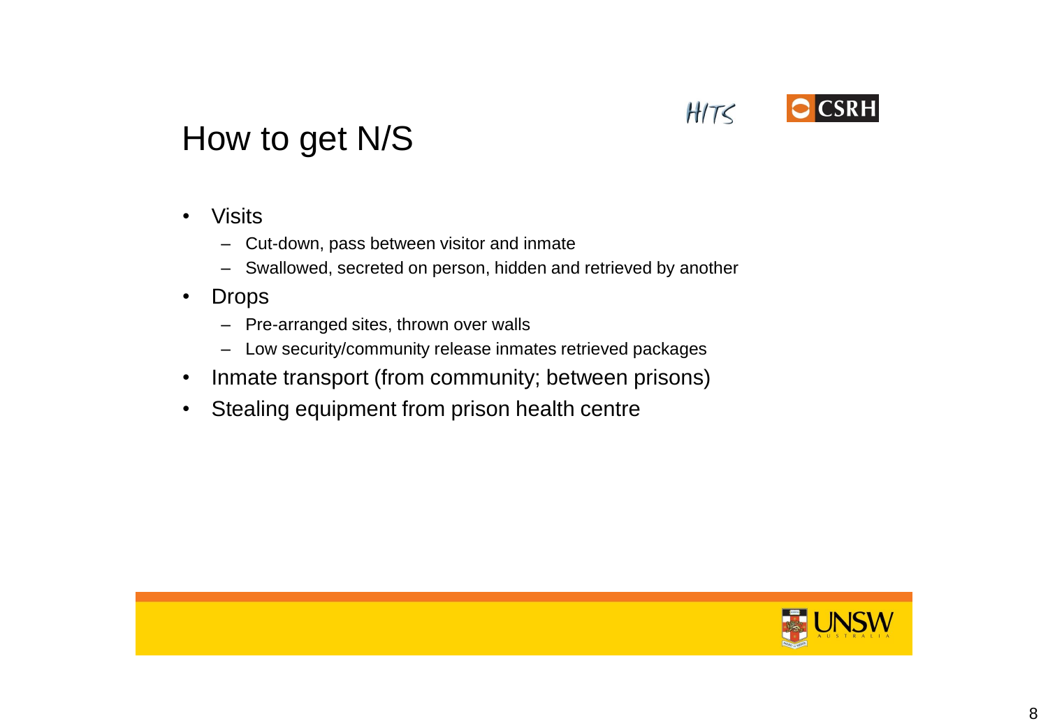# How to get N/S

- Visits
  - Cut-down, pass between visitor and inmate
  - Swallowed, secreted on person, hidden and retrieved by another
- Drops
  - Pre-arranged sites, thrown over walls
  - Low security/community release inmates retrieved packages
- Inmate transport (from community; between prisons)
- Stealing equipment from prison health centre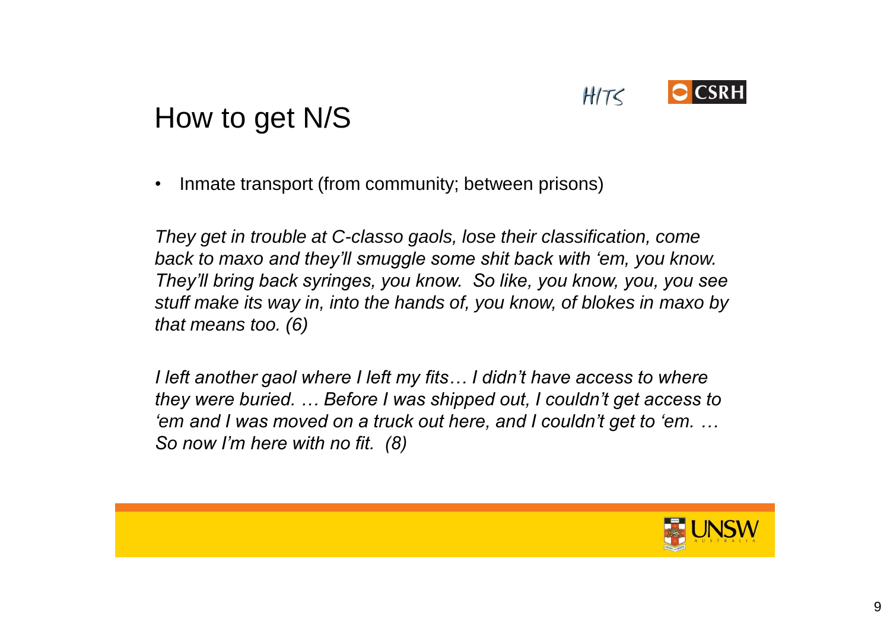# How to get N/S

- Inmate transport (from community; between prisons)

*They get in trouble at C-classo gaols, lose their classification, come back to maxo and they'll smuggle some shit back with 'em, you know. They'll bring back syringes, you know. So like, you know, you, you see stuff make its way in, into the hands of, you know, of blokes in maxo by that means too. (6)*

*I left another gaol where I left my fits… I didn't have access to where they were buried. … Before I was shipped out, I couldn't get access to 'em and I was moved on a truck out here, and I couldn't get to 'em. … So now I'm here with no fit. (8)*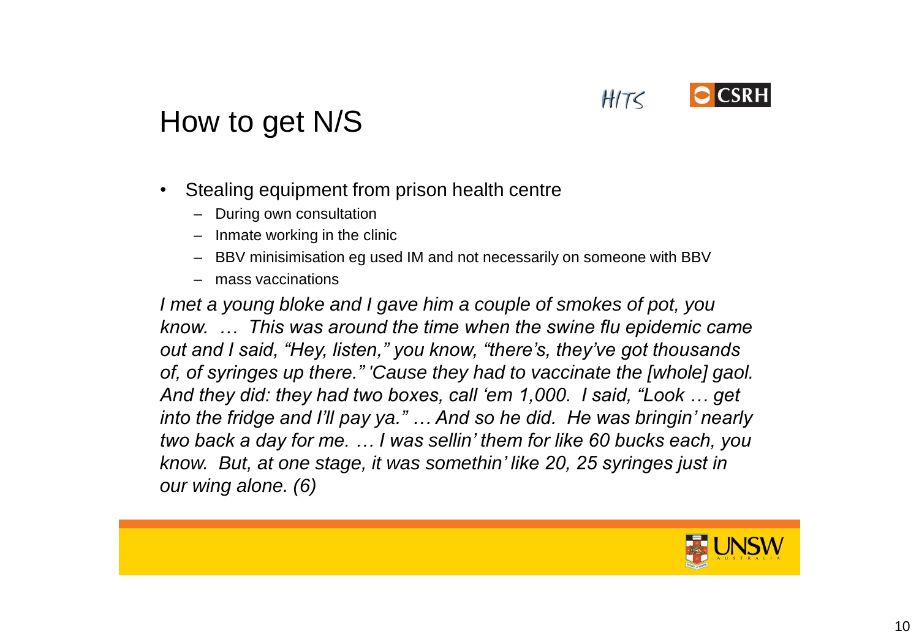# How to get N/S

- Stealing equipment from prison health centre
  - During own consultation
  - Inmate working in the clinic
  - BBV minisimisation eg used IM and not necessarily on someone with BBV
  - mass vaccinations

*I met a young bloke and I gave him a couple of smokes of pot, you know. … This was around the time when the swine flu epidemic came out and I said, "Hey, listen," you know, "there's, they've got thousands of, of syringes up there." 'Cause they had to vaccinate the [whole] gaol. And they did: they had two boxes, call 'em 1,000. I said, "Look … get into the fridge and I'll pay ya." … And so he did. He was bringin' nearly two back a day for me. … I was sellin' them for like 60 bucks each, you know. But, at one stage, it was somethin' like 20, 25 syringes just in our wing alone. (6)*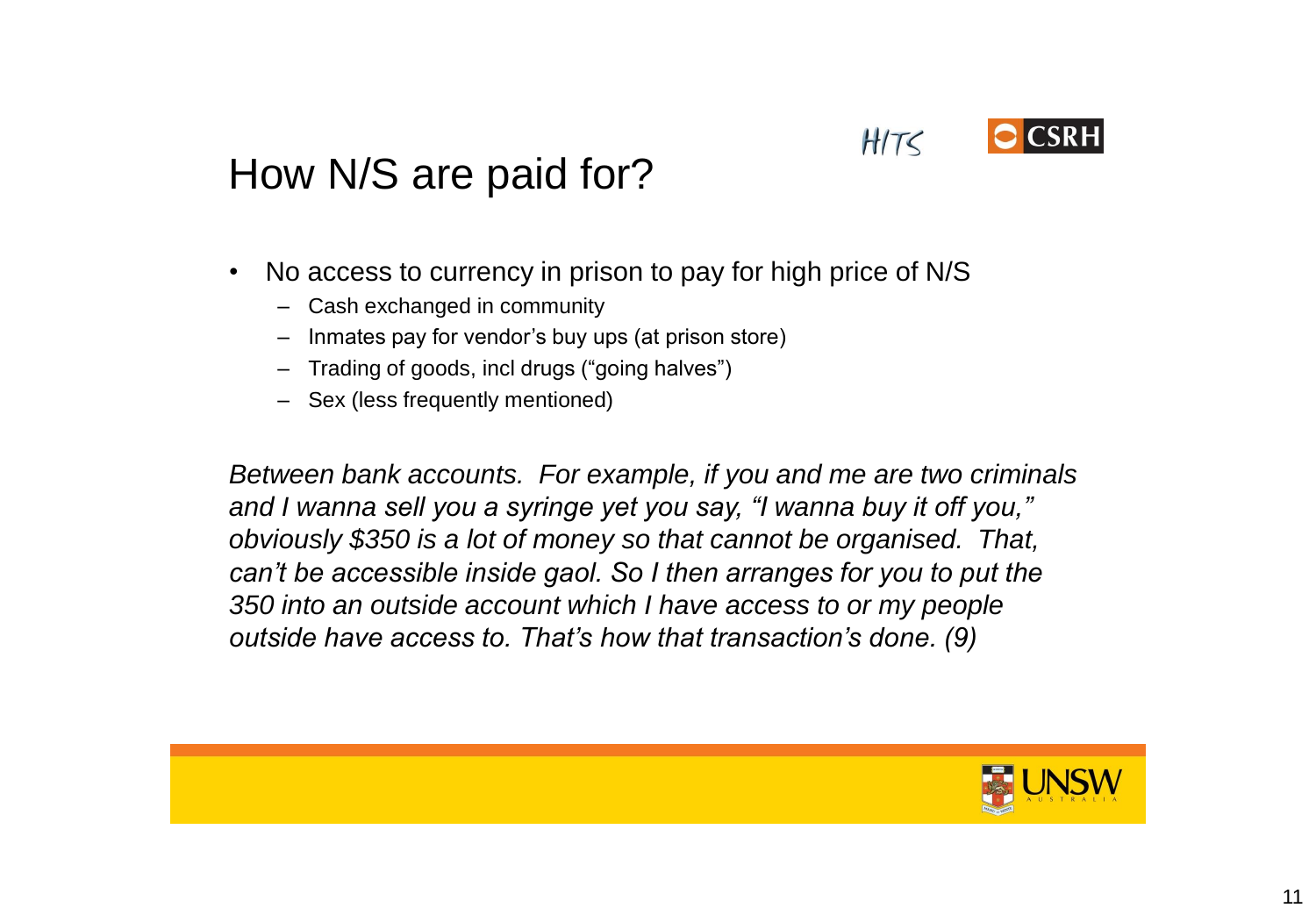# How N/S are paid for?

- No access to currency in prison to pay for high price of N/S
  - Cash exchanged in community
  - Inmates pay for vendor's buy ups (at prison store)
  - Trading of goods, incl drugs ("going halves")
  - Sex (less frequently mentioned)

*Between bank accounts. For example, if you and me are two criminals and I wanna sell you a syringe yet you say, "I wanna buy it off you," obviously $350 is a lot of money so that cannot be organised. That, can't be accessible inside gaol. So I then arranges for you to put the 350 into an outside account which I have access to or my people outside have access to. That's how that transaction's done. (9)*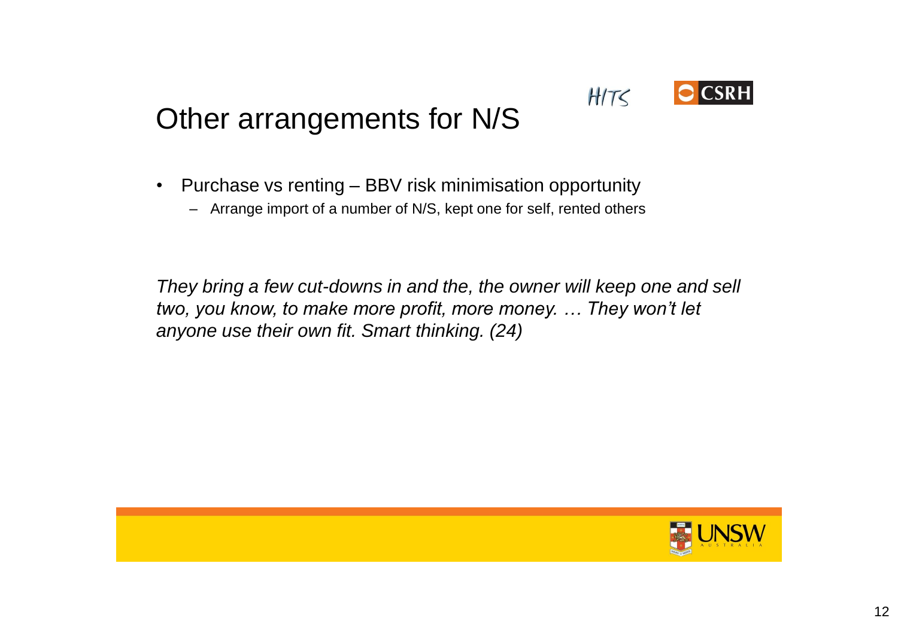# Other arrangements for N/S

- Purchase vs renting – BBV risk minimisation opportunity
  - Arrange import of a number of N/S, kept one for self, rented others

*They bring a few cut-downs in and the, the owner will keep one and sell two, you know, to make more profit, more money. … They won't let anyone use their own fit. Smart thinking. (24)*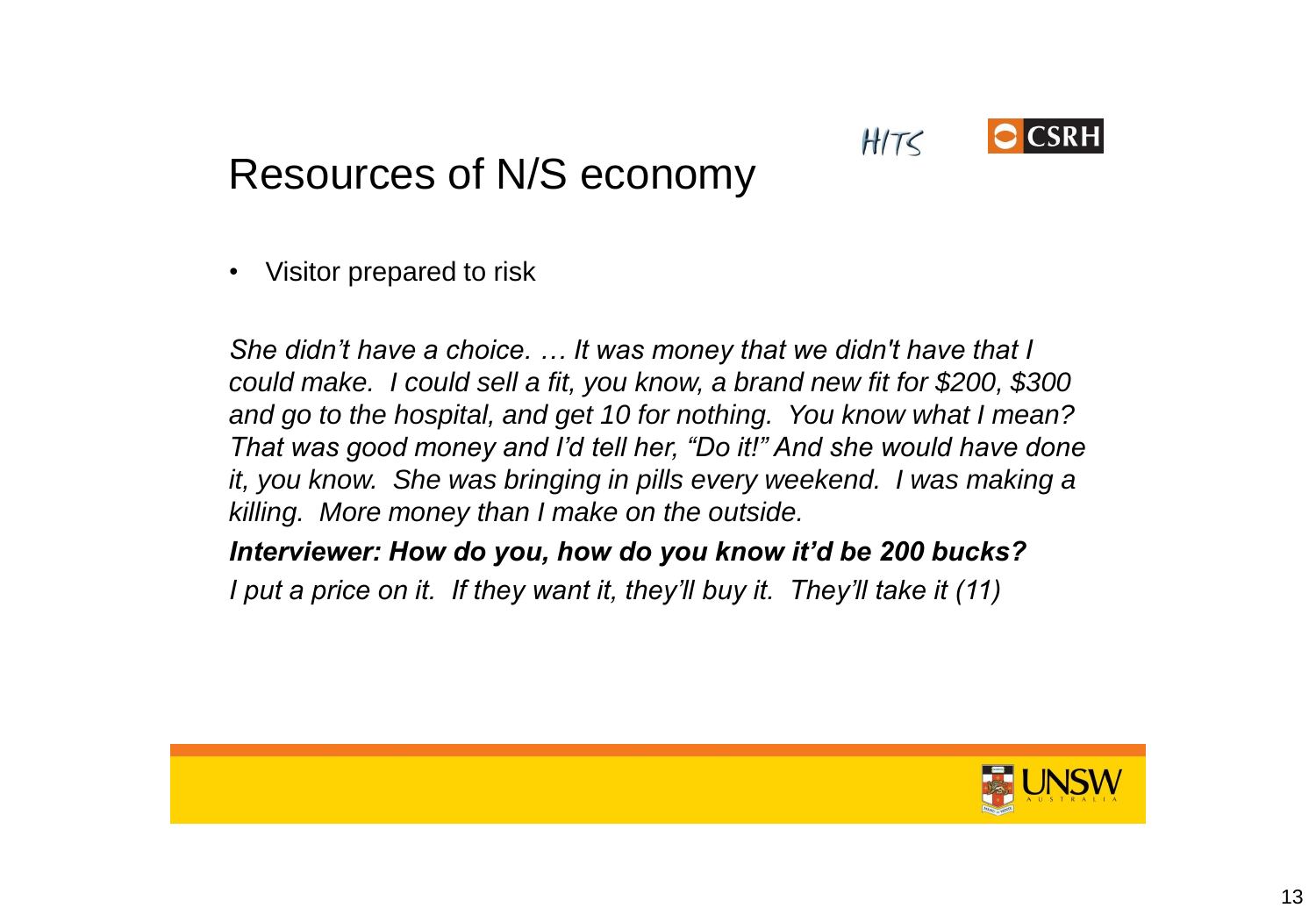# Resources of N/S economy

- Visitor prepared to risk

*She didn't have a choice. … It was money that we didn't have that I could make. I could sell a fit, you know, a brand new fit for $200, $300 and go to the hospital, and get 10 for nothing. You know what I mean? That was good money and I'd tell her, "Do it!" And she would have done it, you know. She was bringing in pills every weekend. I was making a killing. More money than I make on the outside.*

***Interviewer: How do you, how do you know it'd be 200 bucks?***

*I put a price on it. If they want it, they'll buy it. They'll take it (11)*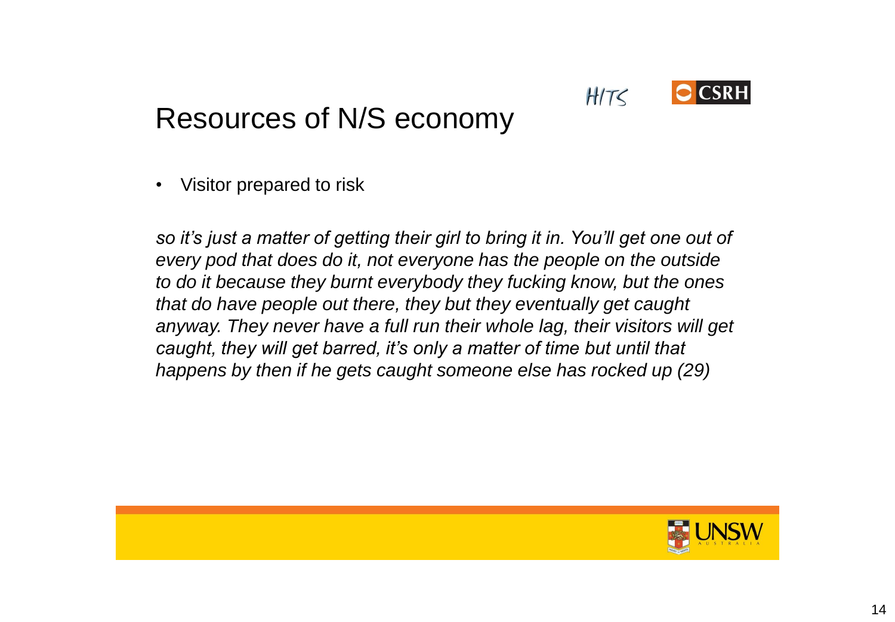# Resources of N/S economy

- Visitor prepared to risk

*so it's just a matter of getting their girl to bring it in. You'll get one out of every pod that does do it, not everyone has the people on the outside to do it because they burnt everybody they fucking know, but the ones that do have people out there, they but they eventually get caught anyway. They never have a full run their whole lag, their visitors will get caught, they will get barred, it's only a matter of time but until that happens by then if he gets caught someone else has rocked up (29)*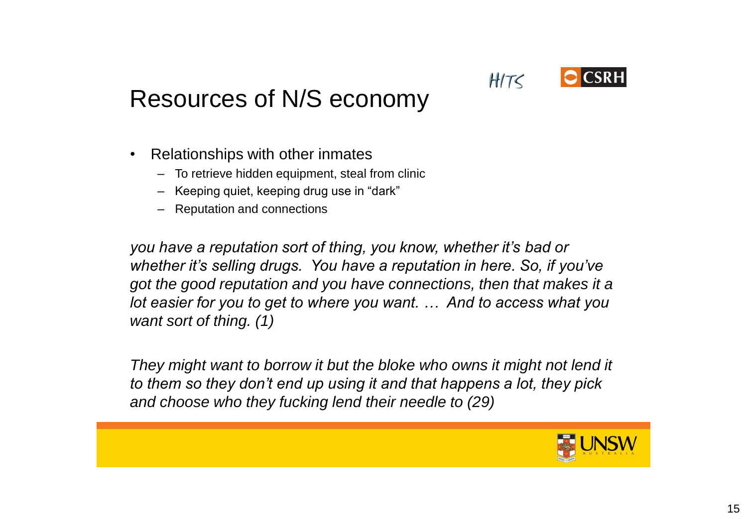# Resources of N/S economy

- Relationships with other inmates
  - To retrieve hidden equipment, steal from clinic
  - Keeping quiet, keeping drug use in "dark"
  - Reputation and connections

*you have a reputation sort of thing, you know, whether it's bad or whether it's selling drugs. You have a reputation in here. So, if you've got the good reputation and you have connections, then that makes it a lot easier for you to get to where you want. … And to access what you want sort of thing. (1)*

*They might want to borrow it but the bloke who owns it might not lend it to them so they don't end up using it and that happens a lot, they pick and choose who they fucking lend their needle to (29)*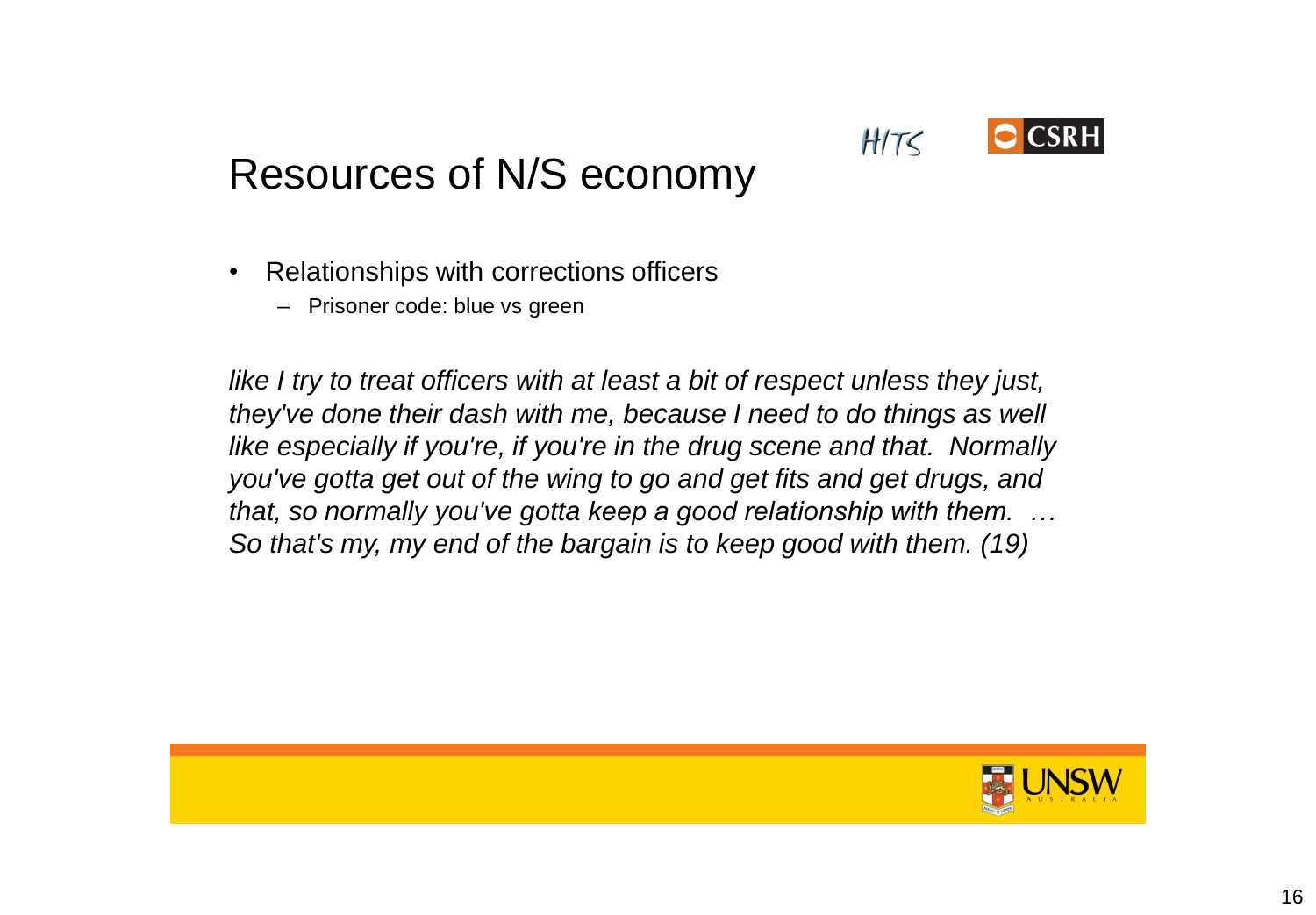# Resources of N/S economy

- Relationships with corrections officers
  - Prisoner code: blue vs green

*like I try to treat officers with at least a bit of respect unless they just, they've done their dash with me, because I need to do things as well like especially if you're, if you're in the drug scene and that. Normally you've gotta get out of the wing to go and get fits and get drugs, and that, so normally you've gotta keep a good relationship with them. … So that's my, my end of the bargain is to keep good with them. (19)*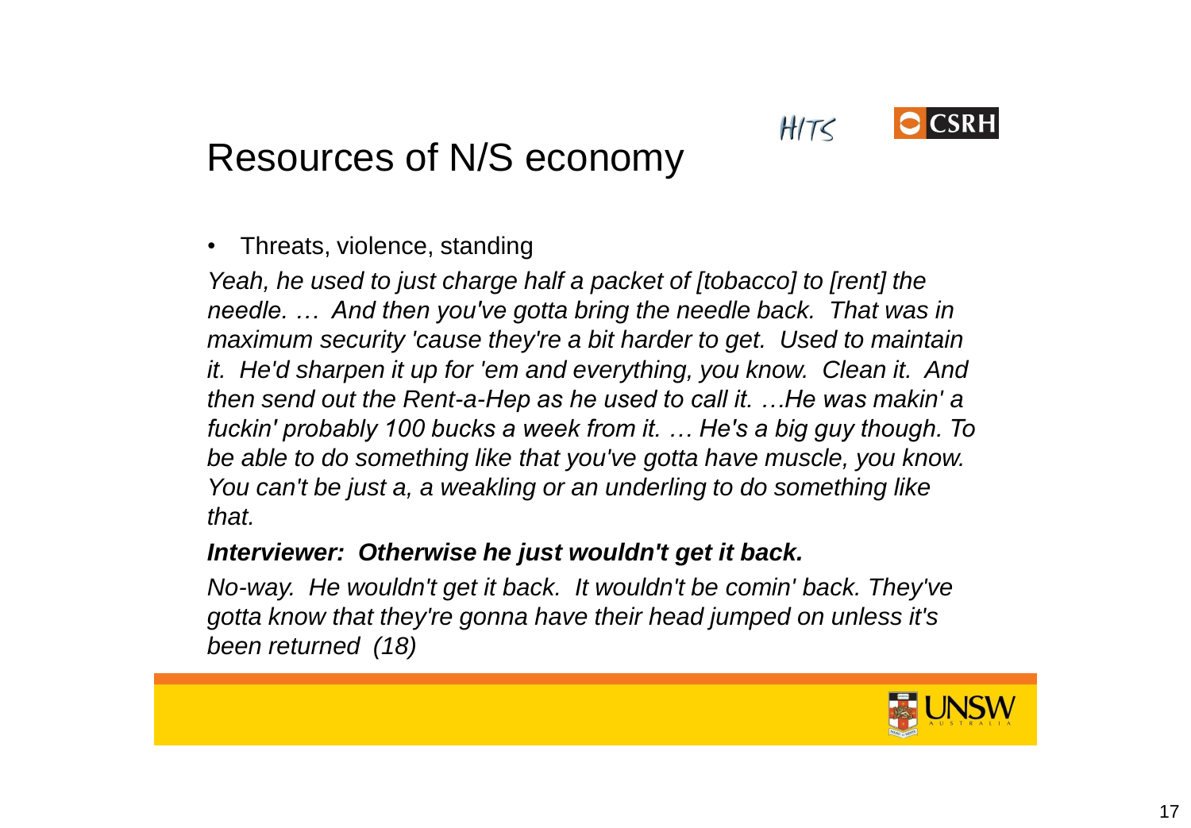# Resources of N/S economy

- Threats, violence, standing

*Yeah, he used to just charge half a packet of [tobacco] to [rent] the needle. … And then you've gotta bring the needle back. That was in maximum security 'cause they're a bit harder to get. Used to maintain it. He'd sharpen it up for 'em and everything, you know. Clean it. And then send out the Rent-a-Hep as he used to call it. …He was makin' a fuckin' probably 100 bucks a week from it. … He's a big guy though. To be able to do something like that you've gotta have muscle, you know. You can't be just a, a weakling or an underling to do something like that.*

***Interviewer: Otherwise he just wouldn't get it back.***

*No-way. He wouldn't get it back. It wouldn't be comin' back. They've gotta know that they're gonna have their head jumped on unless it's been returned (18)*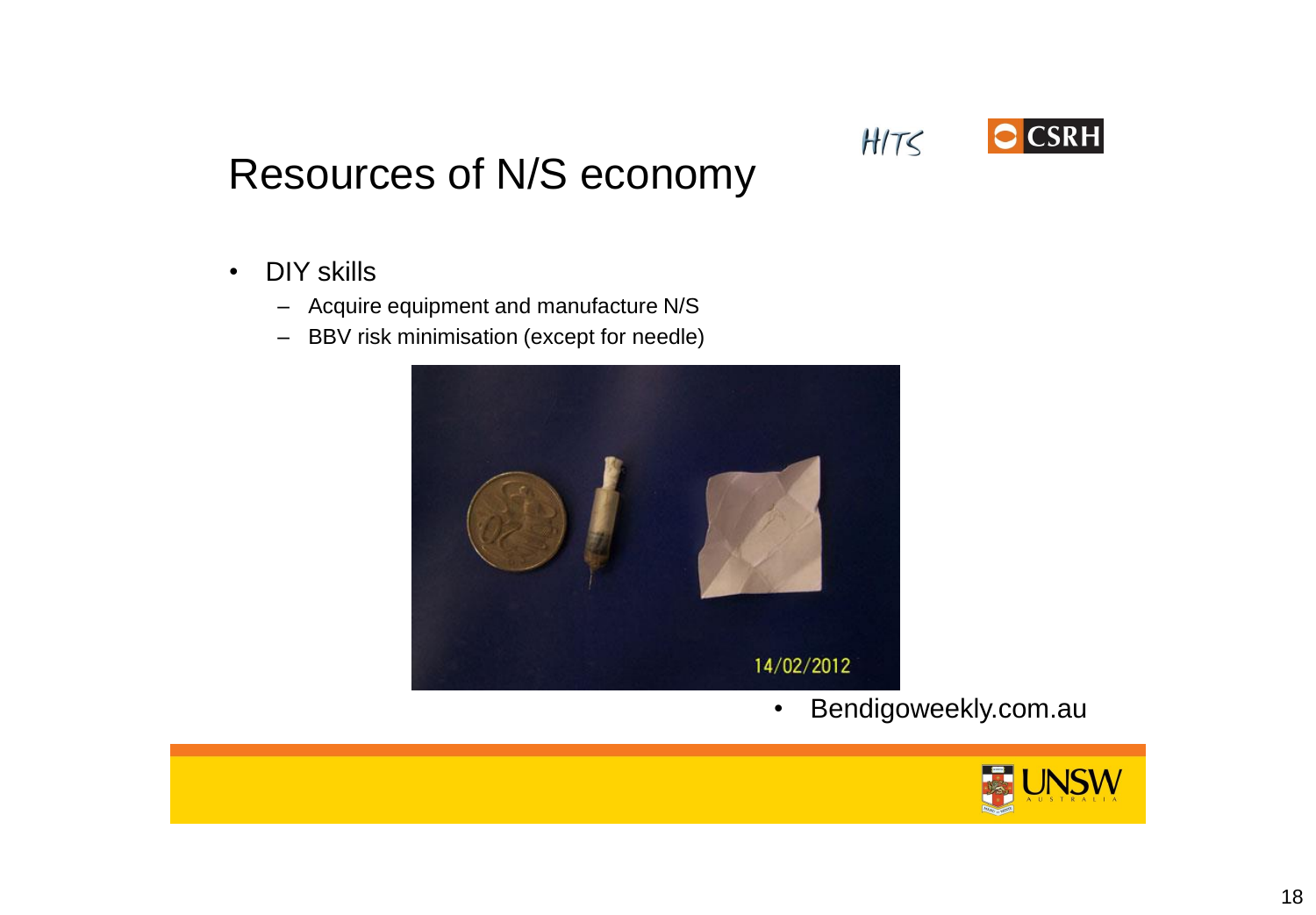# Resources of N/S economy

- DIY skills
  - Acquire equipment and manufacture N/S
  - BBV risk minimisation (except for needle)

- Bendigoweekly.com.au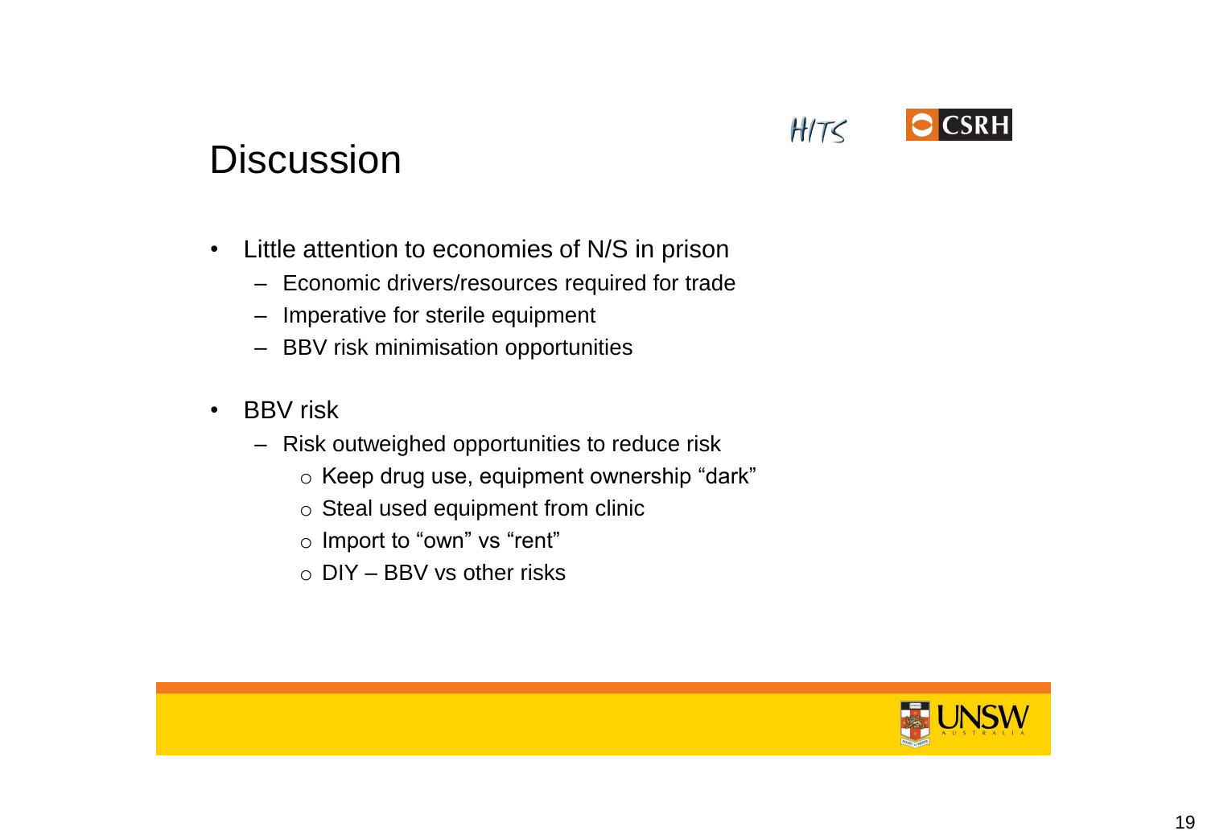# Discussion

- Little attention to economies of N/S in prison
  - Economic drivers/resources required for trade
  - Imperative for sterile equipment
  - BBV risk minimisation opportunities

- BBV risk
  - Risk outweighed opportunities to reduce risk
    - Keep drug use, equipment ownership "dark"
    - Steal used equipment from clinic
    - Import to "own" vs "rent"
    - DIY – BBV vs other risks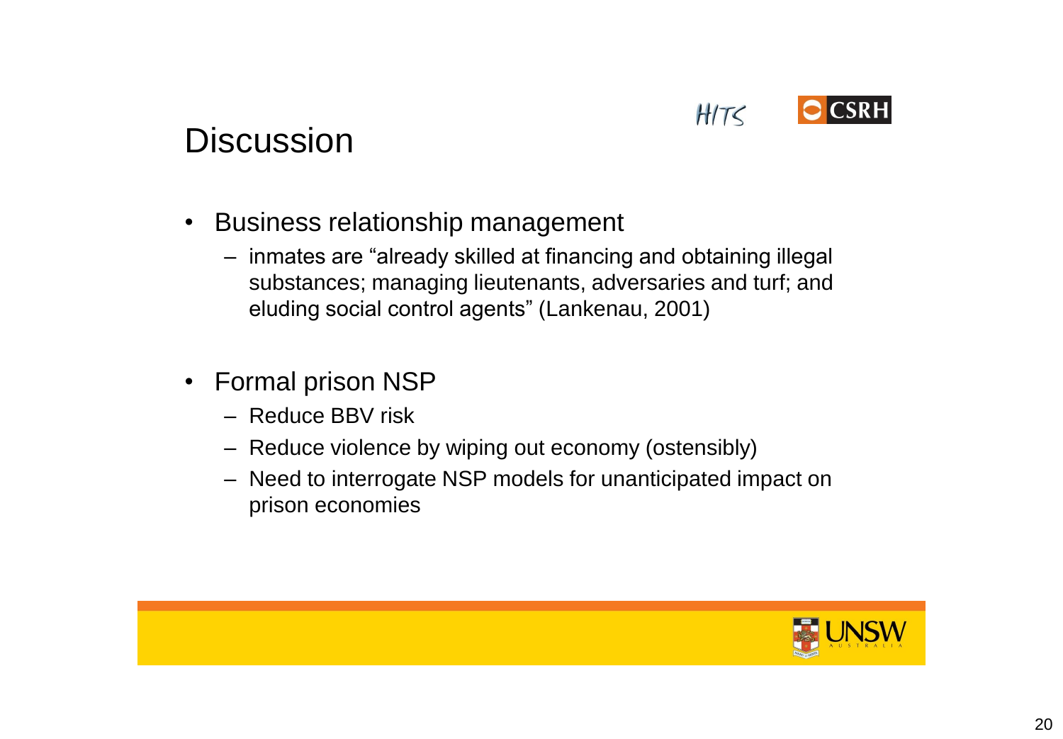# Discussion

- Business relationship management
  - inmates are "already skilled at financing and obtaining illegal substances; managing lieutenants, adversaries and turf; and eluding social control agents" (Lankenau, 2001)

- Formal prison NSP
  - Reduce BBV risk
  - Reduce violence by wiping out economy (ostensibly)
  - Need to interrogate NSP models for unanticipated impact on prison economies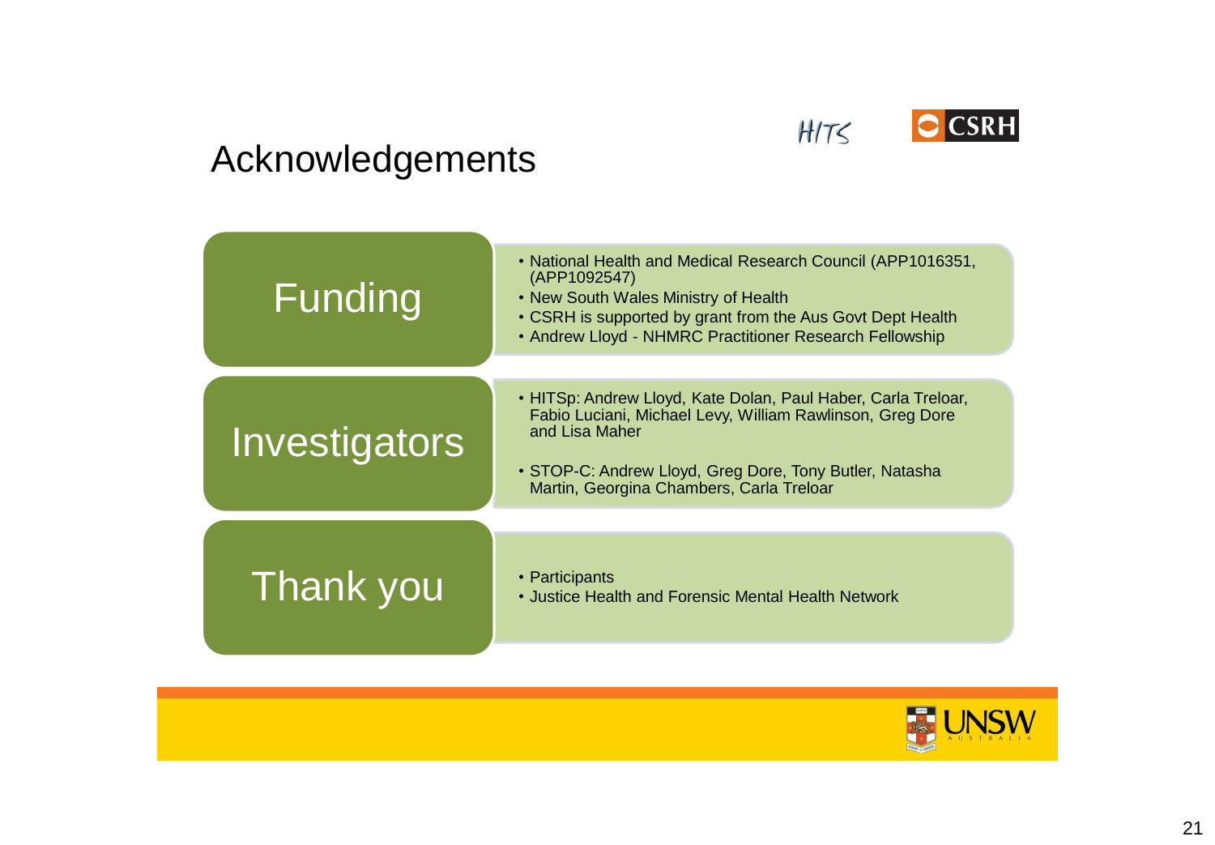# Acknowledgements

HITS CSRH

## Funding

- National Health and Medical Research Council (APP1016351, (APP1092547)
- New South Wales Ministry of Health
- CSRH is supported by grant from the Aus Govt Dept Health
- Andrew Lloyd - NHMRC Practitioner Research Fellowship

## Investigators

- HITSp: Andrew Lloyd, Kate Dolan, Paul Haber, Carla Treloar, Fabio Luciani, Michael Levy, William Rawlinson, Greg Dore and Lisa Maher
- STOP-C: Andrew Lloyd, Greg Dore, Tony Butler, Natasha Martin, Georgina Chambers, Carla Treloar

## Thank you

- Participants
- Justice Health and Forensic Mental Health Network

UNSW AUSTRALIA